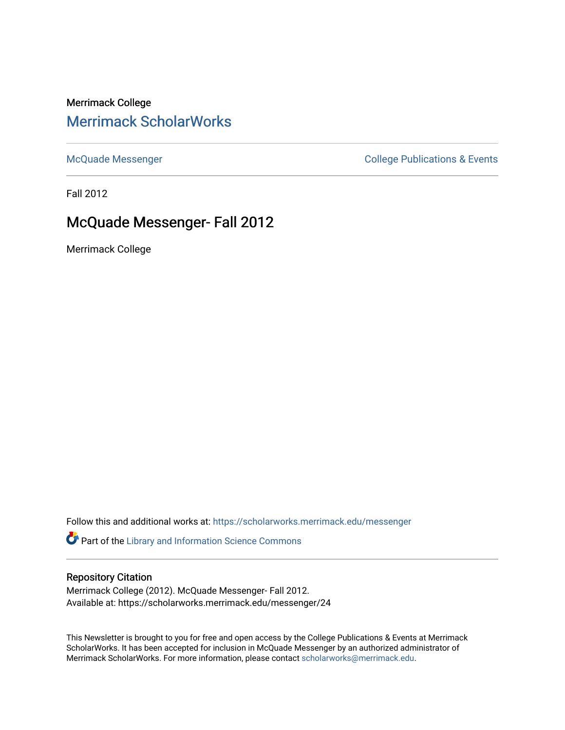Merrimack College

# Merrimack ScholarWorks

McQuade Messenger | College Publications & Events

Fall 2012

## McQuade Messenger- Fall 2012

Merrimack College

Follow this and additional works at: https://scholarworks.merrimack.edu/messenger

Part of the Library and Information Science Commons

### Repository Citation

Merrimack College (2012). McQuade Messenger- Fall 2012.
Available at: https://scholarworks.merrimack.edu/messenger/24

This Newsletter is brought to you for free and open access by the College Publications & Events at Merrimack ScholarWorks. It has been accepted for inclusion in McQuade Messenger by an authorized administrator of Merrimack ScholarWorks. For more information, please contact scholarworks@merrimack.edu.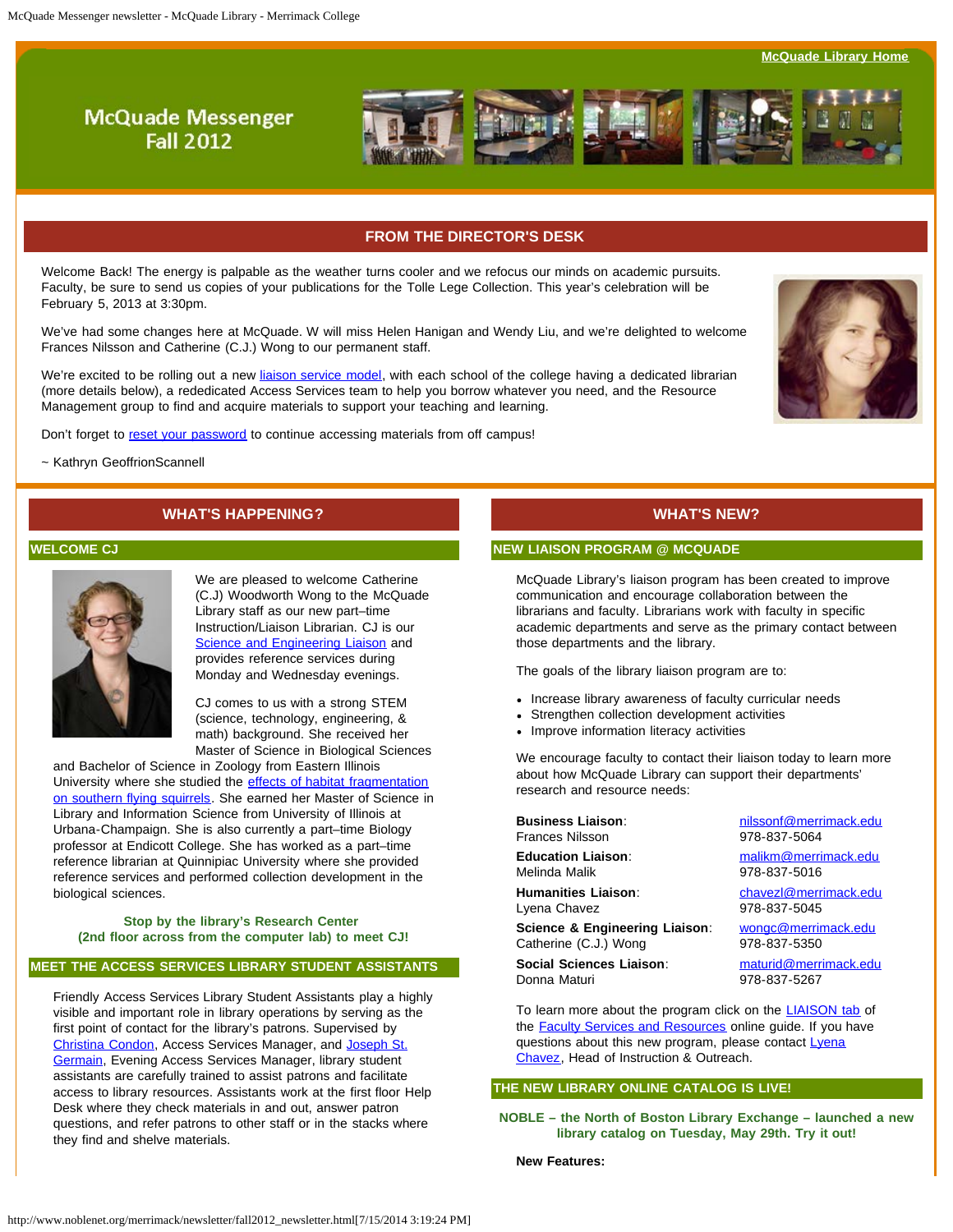McQuade Library Home

# McQuade Messenger Fall 2012

## FROM THE DIRECTOR'S DESK

Welcome Back! The energy is palpable as the weather turns cooler and we refocus our minds on academic pursuits. Faculty, be sure to send us copies of your publications for the Tolle Lege Collection. This year's celebration will be February 5, 2013 at 3:30pm.

We've had some changes here at McQuade. W will miss Helen Hanigan and Wendy Liu, and we're delighted to welcome Frances Nilsson and Catherine (C.J.) Wong to our permanent staff.

We're excited to be rolling out a new liaison service model, with each school of the college having a dedicated librarian (more details below), a rededicated Access Services team to help you borrow whatever you need, and the Resource Management group to find and acquire materials to support your teaching and learning.

Don't forget to reset your password to continue accessing materials from off campus!

~ Kathryn GeoffrionScannell

## WHAT'S HAPPENING?

### WELCOME CJ

We are pleased to welcome Catherine (C.J) Woodworth Wong to the McQuade Library staff as our new part–time Instruction/Liaison Librarian. CJ is our Science and Engineering Liaison and provides reference services during Monday and Wednesday evenings.

CJ comes to us with a strong STEM (science, technology, engineering, & math) background. She received her Master of Science in Biological Sciences and Bachelor of Science in Zoology from Eastern Illinois University where she studied the effects of habitat fragmentation on southern flying squirrels. She earned her Master of Science in Library and Information Science from University of Illinois at Urbana-Champaign. She is also currently a part–time Biology professor at Endicott College. She has worked as a part–time reference librarian at Quinnipiac University where she provided reference services and performed collection development in the biological sciences.

**Stop by the library's Research Center (2nd floor across from the computer lab) to meet CJ!**

### MEET THE ACCESS SERVICES LIBRARY STUDENT ASSISTANTS

Friendly Access Services Library Student Assistants play a highly visible and important role in library operations by serving as the first point of contact for the library's patrons. Supervised by Christina Condon, Access Services Manager, and Joseph St. Germain, Evening Access Services Manager, library student assistants are carefully trained to assist patrons and facilitate access to library resources. Assistants work at the first floor Help Desk where they check materials in and out, answer patron questions, and refer patrons to other staff or in the stacks where they find and shelve materials.

## WHAT'S NEW?

### NEW LIAISON PROGRAM @ MCQUADE

McQuade Library's liaison program has been created to improve communication and encourage collaboration between the librarians and faculty. Librarians work with faculty in specific academic departments and serve as the primary contact between those departments and the library.

The goals of the library liaison program are to:

- Increase library awareness of faculty curricular needs
- Strengthen collection development activities
- Improve information literacy activities

We encourage faculty to contact their liaison today to learn more about how McQuade Library can support their departments' research and resource needs:

| Liaison | Contact |
|---|---|
| **Business Liaison**: Frances Nilsson | nilssonf@merrimack.edu 978-837-5064 |
| **Education Liaison**: Melinda Malik | malikm@merrimack.edu 978-837-5016 |
| **Humanities Liaison**: Lyena Chavez | chavezl@merrimack.edu 978-837-5045 |
| **Science & Engineering Liaison**: Catherine (C.J.) Wong | wongc@merrimack.edu 978-837-5350 |
| **Social Sciences Liaison**: Donna Maturi | maturid@merrimack.edu 978-837-5267 |

To learn more about the program click on the LIAISON tab of the Faculty Services and Resources online guide. If you have questions about this new program, please contact Lyena Chavez, Head of Instruction & Outreach.

### THE NEW LIBRARY ONLINE CATALOG IS LIVE!

**NOBLE – the North of Boston Library Exchange – launched a new library catalog on Tuesday, May 29th. Try it out!**

**New Features:**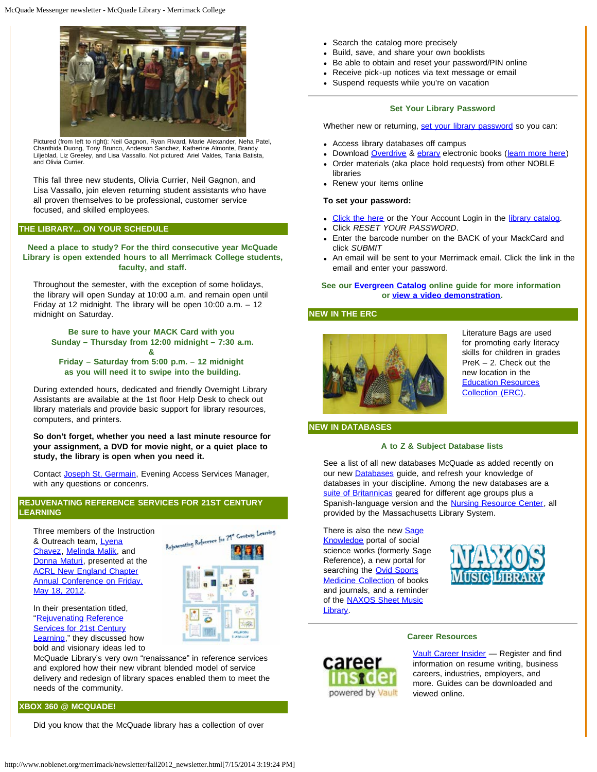Pictured (from left to right): Neil Gagnon, Ryan Rivard, Marie Alexander, Neha Patel, Chanthida Duong, Tony Brunco, Anderson Sanchez, Katherine Almonte, Brandy Liljeblad, Liz Greeley, and Lisa Vassallo. Not pictured: Ariel Valdes, Tania Batista, and Olivia Currier.

This fall three new students, Olivia Currier, Neil Gagnon, and Lisa Vassallo, join eleven returning student assistants who have all proven themselves to be professional, customer service focused, and skilled employees.

## THE LIBRARY... ON YOUR SCHEDULE

**Need a place to study? For the third consecutive year McQuade Library is open extended hours to all Merrimack College students, faculty, and staff.**

Throughout the semester, with the exception of some holidays, the library will open Sunday at 10:00 a.m. and remain open until Friday at 12 midnight. The library will be open 10:00 a.m. – 12 midnight on Saturday.

**Be sure to have your MACK Card with you**
**Sunday – Thursday from 12:00 midnight – 7:30 a.m.**
**&**
**Friday – Saturday from 5:00 p.m. – 12 midnight**
**as you will need it to swipe into the building.**

During extended hours, dedicated and friendly Overnight Library Assistants are available at the 1st floor Help Desk to check out library materials and provide basic support for library resources, computers, and printers.

**So don't forget, whether you need a last minute resource for your assignment, a DVD for movie night, or a quiet place to study, the library is open when you need it.**

Contact Joseph St. Germain, Evening Access Services Manager, with any questions or concenrs.

## REJUVENATING REFERENCE SERVICES FOR 21ST CENTURY LEARNING

Three members of the Instruction & Outreach team, Lyena Chavez, Melinda Malik, and Donna Maturi, presented at the ACRL New England Chapter Annual Conference on Friday, May 18, 2012.

In their presentation titled, "Rejuvenating Reference Services for 21st Century Learning," they discussed how bold and visionary ideas led to McQuade Library's very own "renaissance" in reference services and explored how their new vibrant blended model of service delivery and redesign of library spaces enabled them to meet the needs of the community.

## XBOX 360 @ MCQUADE!

Did you know that the McQuade library has a collection of over

- Search the catalog more precisely
- Build, save, and share your own booklists
- Be able to obtain and reset your password/PIN online
- Receive pick-up notices via text message or email
- Suspend requests while you're on vacation

### Set Your Library Password

Whether new or returning, set your library password so you can:

- Access library databases off campus
- Download Overdrive & ebrary electronic books (learn more here)
- Order materials (aka place hold requests) from other NOBLE libraries
- Renew your items online

**To set your password:**

- Click the here or the Your Account Login in the library catalog.
- Click *RESET YOUR PASSWORD*.
- Enter the barcode number on the BACK of your MackCard and click *SUBMIT*
- An email will be sent to your Merrimack email. Click the link in the email and enter your password.

**See our Evergreen Catalog online guide for more information or view a video demonstration.**

## NEW IN THE ERC

Literature Bags are used for promoting early literacy skills for children in grades PreK – 2. Check out the new location in the Education Resources Collection (ERC).

## NEW IN DATABASES

### A to Z & Subject Database lists

See a list of all new databases McQuade as added recently on our new Databases guide, and refresh your knowledge of databases in your discipline. Among the new databases are a suite of Britannicas geared for different age groups plus a Spanish-language version and the Nursing Resource Center, all provided by the Massachusetts Library System.

There is also the new Sage Knowledge portal of social science works (formerly Sage Reference), a new portal for searching the Ovid Sports Medicine Collection of books and journals, and a reminder of the NAXOS Sheet Music Library.

### Career Resources

Vault Career Insider — Register and find information on resume writing, business careers, industries, employers, and more. Guides can be downloaded and viewed online.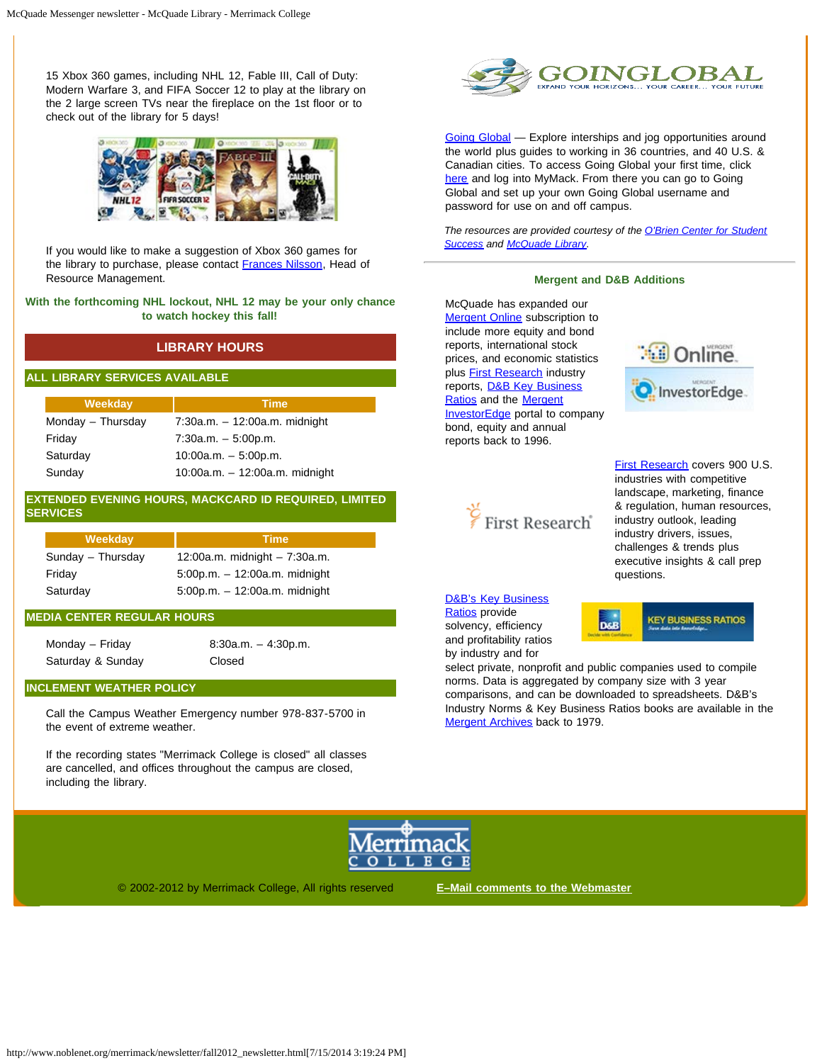15 Xbox 360 games, including NHL 12, Fable III, Call of Duty: Modern Warfare 3, and FIFA Soccer 12 to play at the library on the 2 large screen TVs near the fireplace on the 1st floor or to check out of the library for 5 days!

If you would like to make a suggestion of Xbox 360 games for the library to purchase, please contact Frances Nilsson, Head of Resource Management.

**With the forthcoming NHL lockout, NHL 12 may be your only chance to watch hockey this fall!**

## LIBRARY HOURS

### ALL LIBRARY SERVICES AVAILABLE

| Weekday | Time |
|---|---|
| Monday – Thursday | 7:30a.m. – 12:00a.m. midnight |
| Friday | 7:30a.m. – 5:00p.m. |
| Saturday | 10:00a.m. – 5:00p.m. |
| Sunday | 10:00a.m. – 12:00a.m. midnight |

### EXTENDED EVENING HOURS, MACKCARD ID REQUIRED, LIMITED SERVICES

| Weekday | Time |
|---|---|
| Sunday – Thursday | 12:00a.m. midnight – 7:30a.m. |
| Friday | 5:00p.m. – 12:00a.m. midnight |
| Saturday | 5:00p.m. – 12:00a.m. midnight |

### MEDIA CENTER REGULAR HOURS

| | |
|---|---|
| Monday – Friday | 8:30a.m. – 4:30p.m. |
| Saturday & Sunday | Closed |

### INCLEMENT WEATHER POLICY

Call the Campus Weather Emergency number 978-837-5700 in the event of extreme weather.

If the recording states "Merrimack College is closed" all classes are cancelled, and offices throughout the campus are closed, including the library.

GOINGGLOBAL
EXPAND YOUR HORIZONS... YOUR CAREER... YOUR FUTURE

Going Global — Explore interships and jog opportunities around the world plus guides to working in 36 countries, and 40 U.S. & Canadian cities. To access Going Global your first time, click here and log into MyMack. From there you can go to Going Global and set up your own Going Global username and password for use on and off campus.

*The resources are provided courtesy of the O'Brien Center for Student Success and McQuade Library.*

### Mergent and D&B Additions

McQuade has expanded our Mergent Online subscription to include more equity and bond reports, international stock prices, and economic statistics plus First Research industry reports, D&B Key Business Ratios and the Mergent InvestorEdge portal to company bond, equity and annual reports back to 1996.

First Research covers 900 U.S. industries with competitive landscape, marketing, finance & regulation, human resources, industry outlook, leading industry drivers, issues, challenges & trends plus executive insights & call prep questions.

D&B's Key Business Ratios provide solvency, efficiency and profitability ratios by industry and for select private, nonprofit and public companies used to compile norms. Data is aggregated by company size with 3 year comparisons, and can be downloaded to spreadsheets. D&B's Industry Norms & Key Business Ratios books are available in the Mergent Archives back to 1979.

Merrimack College

© 2002-2012 by Merrimack College, All rights reserved   **E–Mail comments to the Webmaster**